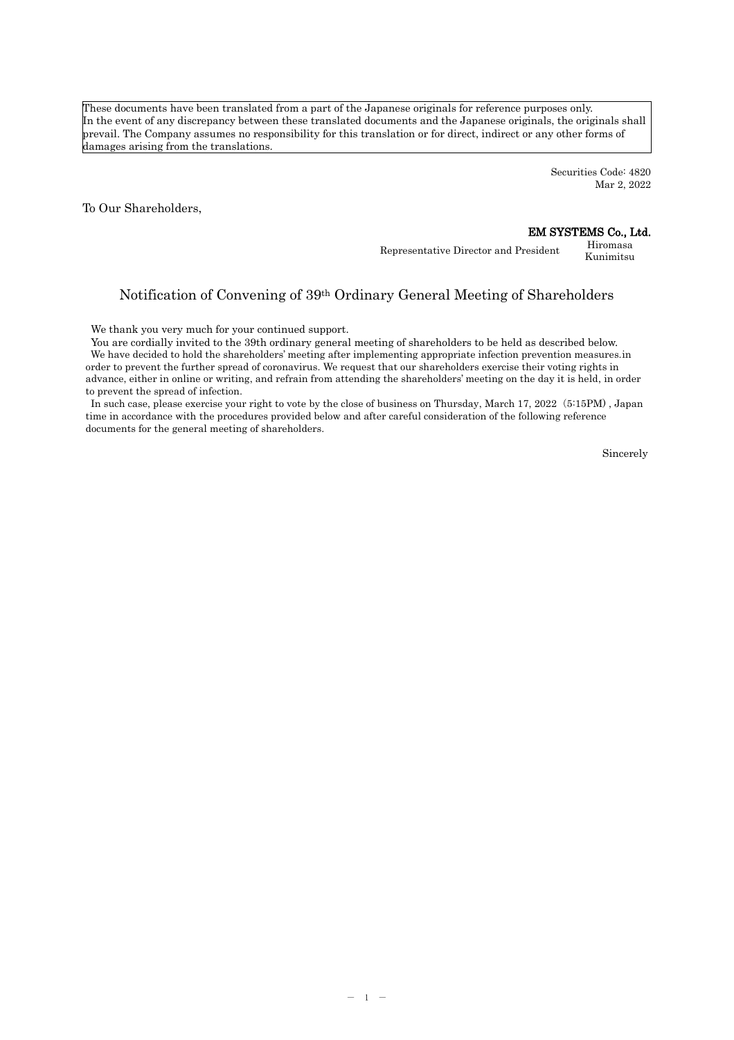These documents have been translated from a part of the Japanese originals for reference purposes only. In the event of any discrepancy between these translated documents and the Japanese originals, the originals shall prevail. The Company assumes no responsibility for this translation or for direct, indirect or any other forms of damages arising from the translations.

Securities Code: 4820
Mar 2, 2022

To Our Shareholders,

**EM SYSTEMS Co., Ltd.**
Representative Director and President Hiromasa Kunimitsu

# Notification of Convening of 39th Ordinary General Meeting of Shareholders

We thank you very much for your continued support.

You are cordially invited to the 39th ordinary general meeting of shareholders to be held as described below.

We have decided to hold the shareholders' meeting after implementing appropriate infection prevention measures.in order to prevent the further spread of coronavirus. We request that our shareholders exercise their voting rights in advance, either in online or writing, and refrain from attending the shareholders' meeting on the day it is held, in order to prevent the spread of infection.

In such case, please exercise your right to vote by the close of business on Thursday, March 17, 2022（5:15PM）, Japan time in accordance with the procedures provided below and after careful consideration of the following reference documents for the general meeting of shareholders.

Sincerely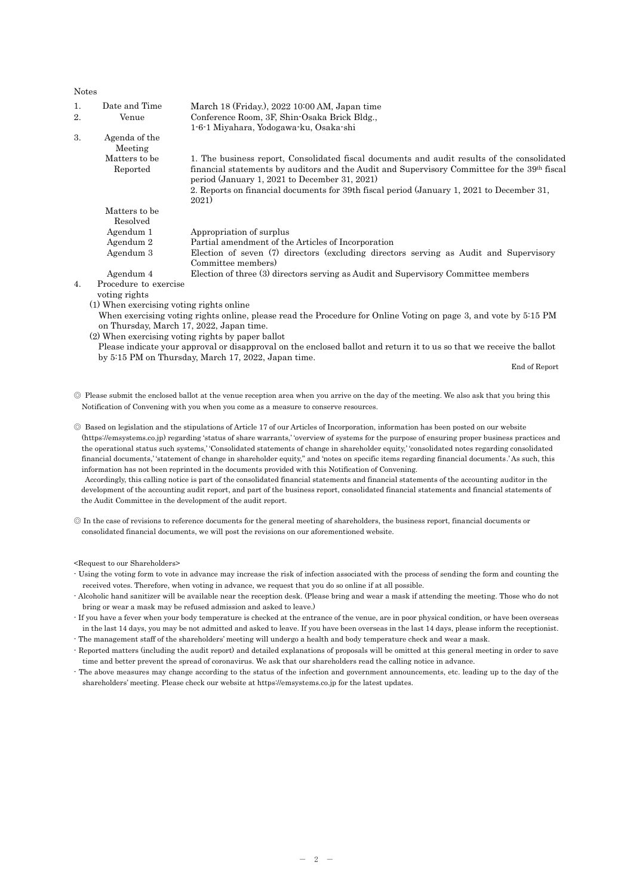Notes

1. Date and Time: March 18 (Friday.), 2022 10:00 AM, Japan time
2. Venue: Conference Room, 3F, Shin-Osaka Brick Bldg., 1-6-1 Miyahara, Yodogawa-ku, Osaka-shi
3. Agenda of the Meeting

Matters to be Reported

1. The business report, Consolidated fiscal documents and audit results of the consolidated financial statements by auditors and the Audit and Supervisory Committee for the 39th fiscal period (January 1, 2021 to December 31, 2021)
2. Reports on financial documents for 39th fiscal period (January 1, 2021 to December 31, 2021)

Matters to be Resolved

| | |
|---|---|
| Agendum 1 | Appropriation of surplus |
| Agendum 2 | Partial amendment of the Articles of Incorporation |
| Agendum 3 | Election of seven (7) directors (excluding directors serving as Audit and Supervisory Committee members) |
| Agendum 4 | Election of three (3) directors serving as Audit and Supervisory Committee members |

4. Procedure to exercise voting rights

(1) When exercising voting rights online

When exercising voting rights online, please read the Procedure for Online Voting on page 3, and vote by 5:15 PM on Thursday, March 17, 2022, Japan time.

(2) When exercising voting rights by paper ballot

Please indicate your approval or disapproval on the enclosed ballot and return it to us so that we receive the ballot by 5:15 PM on Thursday, March 17, 2022, Japan time.

End of Report

◎ Please submit the enclosed ballot at the venue reception area when you arrive on the day of the meeting. We also ask that you bring this Notification of Convening with you when you come as a measure to conserve resources.

◎ Based on legislation and the stipulations of Article 17 of our Articles of Incorporation, information has been posted on our website (https://emsystems.co.jp) regarding 'status of share warrants,' 'overview of systems for the purpose of ensuring proper business practices and the operational status such systems,' 'Consolidated statements of change in shareholder equity,' 'consolidated notes regarding consolidated financial documents,' 'statement of change in shareholder equity," and 'notes on specific items regarding financial documents.' As such, this information has not been reprinted in the documents provided with this Notification of Convening.
Accordingly, this calling notice is part of the consolidated financial statements and financial statements of the accounting auditor in the development of the accounting audit report, and part of the business report, consolidated financial statements and financial statements of the Audit Committee in the development of the audit report.

◎ In the case of revisions to reference documents for the general meeting of shareholders, the business report, financial documents or consolidated financial documents, we will post the revisions on our aforementioned website.

<Request to our Shareholders>

- Using the voting form to vote in advance may increase the risk of infection associated with the process of sending the form and counting the received votes. Therefore, when voting in advance, we request that you do so online if at all possible.
- Alcoholic hand sanitizer will be available near the reception desk. (Please bring and wear a mask if attending the meeting. Those who do not bring or wear a mask may be refused admission and asked to leave.)
- If you have a fever when your body temperature is checked at the entrance of the venue, are in poor physical condition, or have been overseas in the last 14 days, you may be not admitted and asked to leave. If you have been overseas in the last 14 days, please inform the receptionist.
- The management staff of the shareholders' meeting will undergo a health and body temperature check and wear a mask.
- Reported matters (including the audit report) and detailed explanations of proposals will be omitted at this general meeting in order to save time and better prevent the spread of coronavirus. We ask that our shareholders read the calling notice in advance.
- The above measures may change according to the status of the infection and government announcements, etc. leading up to the day of the shareholders' meeting. Please check our website at https://emsystems.co.jp for the latest updates.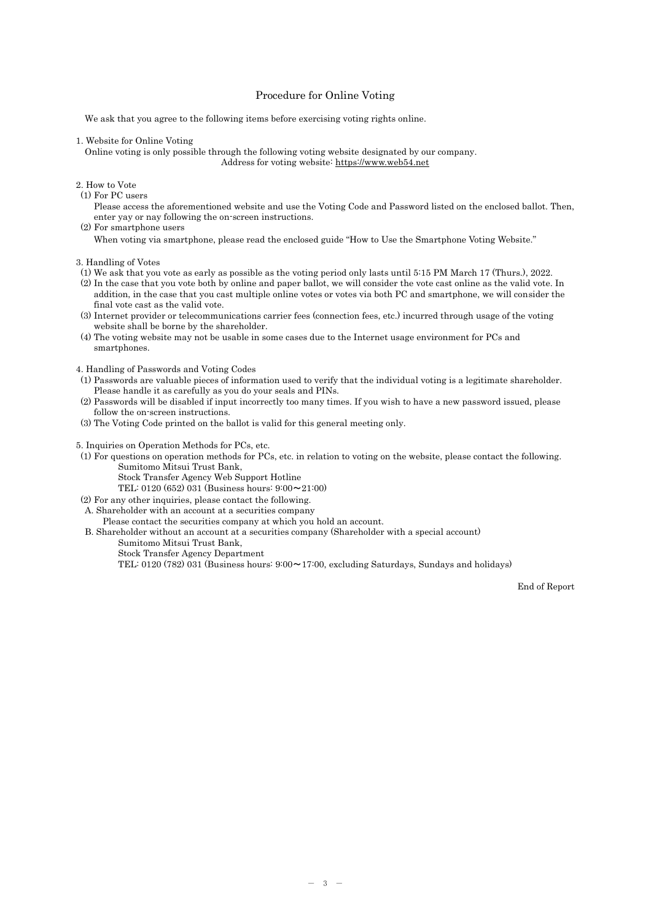# Procedure for Online Voting

We ask that you agree to the following items before exercising voting rights online.

1. Website for Online Voting

   Online voting is only possible through the following voting website designated by our company.

   Address for voting website: https://www.web54.net

2. How to Vote

   (1) For PC users

   Please access the aforementioned website and use the Voting Code and Password listed on the enclosed ballot. Then, enter yay or nay following the on-screen instructions.

   (2) For smartphone users

   When voting via smartphone, please read the enclosed guide "How to Use the Smartphone Voting Website."

3. Handling of Votes

   (1) We ask that you vote as early as possible as the voting period only lasts until 5:15 PM March 17 (Thurs.), 2022.

   (2) In the case that you vote both by online and paper ballot, we will consider the vote cast online as the valid vote. In addition, in the case that you cast multiple online votes or votes via both PC and smartphone, we will consider the final vote cast as the valid vote.

   (3) Internet provider or telecommunications carrier fees (connection fees, etc.) incurred through usage of the voting website shall be borne by the shareholder.

   (4) The voting website may not be usable in some cases due to the Internet usage environment for PCs and smartphones.

4. Handling of Passwords and Voting Codes

   (1) Passwords are valuable pieces of information used to verify that the individual voting is a legitimate shareholder. Please handle it as carefully as you do your seals and PINs.

   (2) Passwords will be disabled if input incorrectly too many times. If you wish to have a new password issued, please follow the on-screen instructions.

   (3) The Voting Code printed on the ballot is valid for this general meeting only.

5. Inquiries on Operation Methods for PCs, etc.

   (1) For questions on operation methods for PCs, etc. in relation to voting on the website, please contact the following.

   Sumitomo Mitsui Trust Bank,
   Stock Transfer Agency Web Support Hotline
   TEL: 0120 (652) 031 (Business hours: 9:00～21:00)

   (2) For any other inquiries, please contact the following.

   A. Shareholder with an account at a securities company

   Please contact the securities company at which you hold an account.

   B. Shareholder without an account at a securities company (Shareholder with a special account)

   Sumitomo Mitsui Trust Bank,
   Stock Transfer Agency Department
   TEL: 0120 (782) 031 (Business hours: 9:00～17:00, excluding Saturdays, Sundays and holidays)

End of Report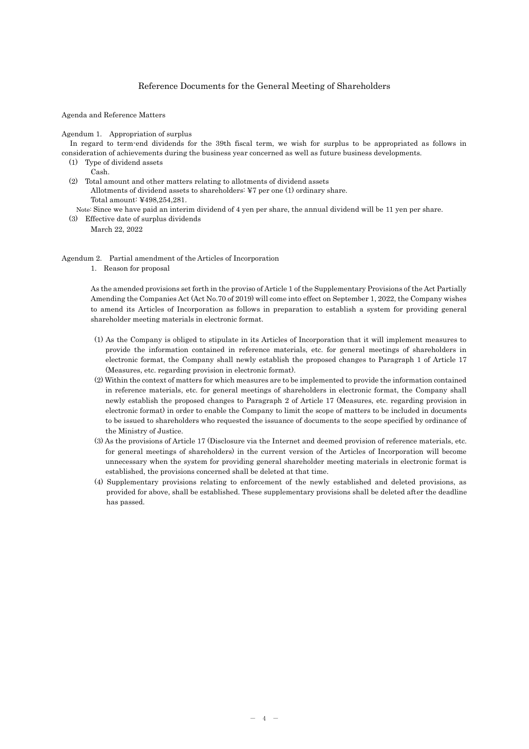# Reference Documents for the General Meeting of Shareholders

Agenda and Reference Matters

## Agendum 1. Appropriation of surplus

In regard to term-end dividends for the 39th fiscal term, we wish for surplus to be appropriated as follows in consideration of achievements during the business year concerned as well as future business developments.

(1) Type of dividend assets
 Cash.

(2) Total amount and other matters relating to allotments of dividend assets
 Allotments of dividend assets to shareholders: ¥7 per one (1) ordinary share.
 Total amount: ¥498,254,281.

Note: Since we have paid an interim dividend of 4 yen per share, the annual dividend will be 11 yen per share.

(3) Effective date of surplus dividends
 March 22, 2022

## Agendum 2. Partial amendment of the Articles of Incorporation

1. Reason for proposal

As the amended provisions set forth in the proviso of Article 1 of the Supplementary Provisions of the Act Partially Amending the Companies Act (Act No.70 of 2019) will come into effect on September 1, 2022, the Company wishes to amend its Articles of Incorporation as follows in preparation to establish a system for providing general shareholder meeting materials in electronic format.

(1) As the Company is obliged to stipulate in its Articles of Incorporation that it will implement measures to provide the information contained in reference materials, etc. for general meetings of shareholders in electronic format, the Company shall newly establish the proposed changes to Paragraph 1 of Article 17 (Measures, etc. regarding provision in electronic format).

(2) Within the context of matters for which measures are to be implemented to provide the information contained in reference materials, etc. for general meetings of shareholders in electronic format, the Company shall newly establish the proposed changes to Paragraph 2 of Article 17 (Measures, etc. regarding provision in electronic format) in order to enable the Company to limit the scope of matters to be included in documents to be issued to shareholders who requested the issuance of documents to the scope specified by ordinance of the Ministry of Justice.

(3) As the provisions of Article 17 (Disclosure via the Internet and deemed provision of reference materials, etc. for general meetings of shareholders) in the current version of the Articles of Incorporation will become unnecessary when the system for providing general shareholder meeting materials in electronic format is established, the provisions concerned shall be deleted at that time.

(4) Supplementary provisions relating to enforcement of the newly established and deleted provisions, as provided for above, shall be established. These supplementary provisions shall be deleted after the deadline has passed.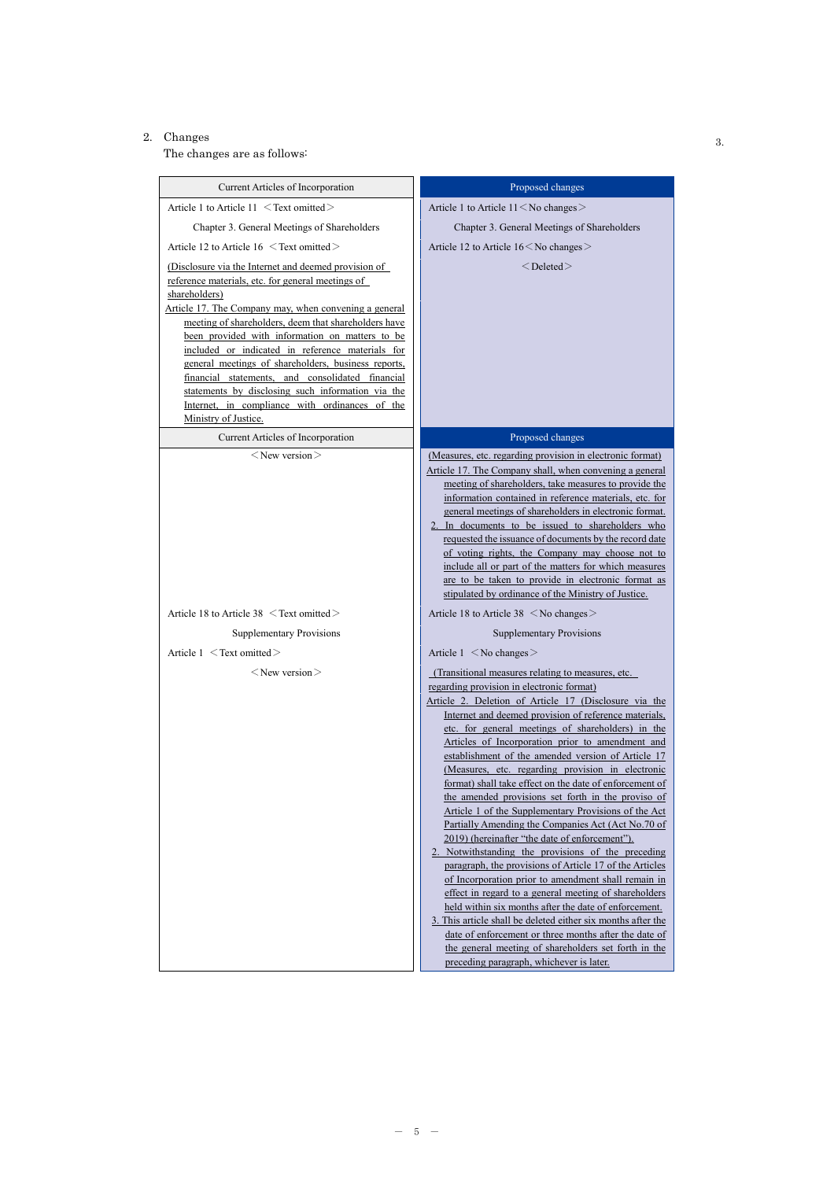2. Changes

The changes are as follows:

| Current Articles of Incorporation | Proposed changes |
|---|---|
| Article 1 to Article 11 ＜Text omitted＞ | Article 1 to Article 11＜No changes＞ |
| Chapter 3. General Meetings of Shareholders | Chapter 3. General Meetings of Shareholders |
| Article 12 to Article 16 ＜Text omitted＞ | Article 12 to Article 16＜No changes＞ |
| <u>(Disclosure via the Internet and deemed provision of reference materials, etc. for general meetings of shareholders)</u><br><u>Article 17. The Company may, when convening a general meeting of shareholders, deem that shareholders have been provided with information on matters to be included or indicated in reference materials for general meetings of shareholders, business reports, financial statements, and consolidated financial statements by disclosing such information via the Internet, in compliance with ordinances of the Ministry of Justice.</u> | ＜Deleted＞ |
| ＜New version＞ | <u>(Measures, etc. regarding provision in electronic format)</u><br><u>Article 17. The Company shall, when convening a general meeting of shareholders, take measures to provide the information contained in reference materials, etc. for general meetings of shareholders in electronic format.</u><br><u>2. In documents to be issued to shareholders who requested the issuance of documents by the record date of voting rights, the Company may choose not to include all or part of the matters for which measures are to be taken to provide in electronic format as stipulated by ordinance of the Ministry of Justice.</u> |
| Article 18 to Article 38 ＜Text omitted＞ | Article 18 to Article 38 ＜No changes＞ |
| Supplementary Provisions | Supplementary Provisions |
| Article 1 ＜Text omitted＞ | Article 1 ＜No changes＞ |
| ＜New version＞ | <u>(Transitional measures relating to measures, etc. regarding provision in electronic format)</u><br><u>Article 2. Deletion of Article 17 (Disclosure via the Internet and deemed provision of reference materials, etc. for general meetings of shareholders) in the Articles of Incorporation prior to amendment and establishment of the amended version of Article 17 (Measures, etc. regarding provision in electronic format) shall take effect on the date of enforcement of the amended provisions set forth in the proviso of Article 1 of the Supplementary Provisions of the Act Partially Amending the Companies Act (Act No.70 of 2019) (hereinafter "the date of enforcement").</u><br><u>2. Notwithstanding the provisions of the preceding paragraph, the provisions of Article 17 of the Articles of Incorporation prior to amendment shall remain in effect in regard to a general meeting of shareholders held within six months after the date of enforcement.</u><br><u>3. This article shall be deleted either six months after the date of enforcement or three months after the date of the general meeting of shareholders set forth in the preceding paragraph, whichever is later.</u> |

3.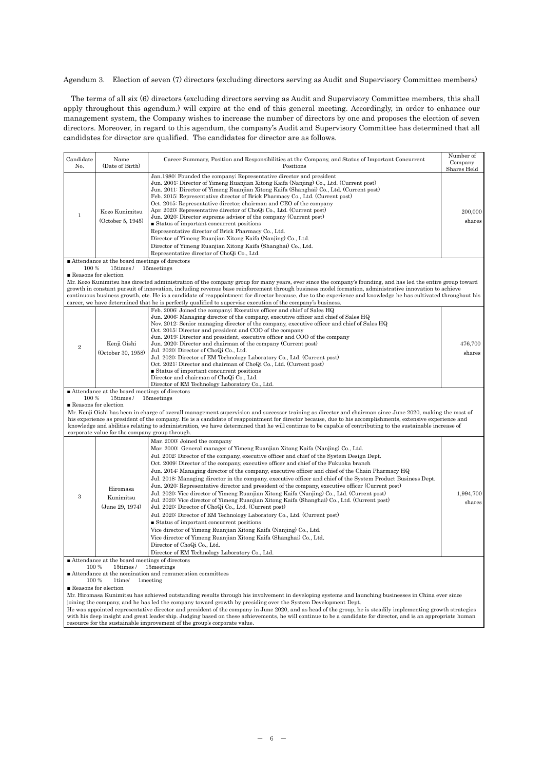Agendum 3. Election of seven (7) directors (excluding directors serving as Audit and Supervisory Committee members)

The terms of all six (6) directors (excluding directors serving as Audit and Supervisory Committee members, this shall apply throughout this agendum.) will expire at the end of this general meeting. Accordingly, in order to enhance our management system, the Company wishes to increase the number of directors by one and proposes the election of seven directors. Moreover, in regard to this agendum, the company's Audit and Supervisory Committee has determined that all candidates for director are qualified. The candidates for director are as follows.

| Candidate No. | Name (Date of Birth) | Career Summary, Position and Responsibilities at the Company, and Status of Important Concurrent Positions | Number of Company Shares Held |
|---|---|---|---|
| 1 | Kozo Kunimitsu (October 5, 1945) | Jan.1980: Founded the company; Representative director and president<br>Jun. 2001: Director of Yimeng Ruanjian Xitong Kaifa (Nanjing) Co., Ltd. (Current post)<br>Jun. 2011: Director of Yimeng Ruanjian Xitong Kaifa (Shanghai) Co., Ltd. (Current post)<br>Feb. 2015: Representative director of Brick Pharmacy Co., Ltd. (Current post)<br>Oct. 2015: Representative director, chairman and CEO of the company<br>Apr. 2020: Representative director of ChoQi Co., Ltd. (Current post)<br>Jun. 2020: Director supreme advisor of the company (Current post)<br>■ Status of important concurrent positions<br>Representative director of Brick Pharmacy Co., Ltd.<br>Director of Yimeng Ruanjian Xitong Kaifa (Nanjing) Co., Ltd.<br>Director of Yimeng Ruanjian Xitong Kaifa (Shanghai) Co., Ltd.<br>Representative director of ChoQi Co., Ltd. | 200,000 shares |
| ■ Attendance at the board meetings of directors<br>100 % 15times / 15meetings<br>■ Reasons for election<br>Mr. Kozo Kunimitsu has directed administration of the company group for many years, ever since the company's founding, and has led the entire group toward growth in constant pursuit of innovation, including revenue base reinforcement through business model formation, administrative innovation to achieve continuous business growth, etc. He is a candidate of reappointment for director because, due to the experience and knowledge he has cultivated throughout his career, we have determined that he is perfectly qualified to supervise execution of the company's business. | | | |
| 2 | Kenji Oishi (October 30, 1958) | Feb. 2006: Joined the company; Executive officer and chief of Sales HQ<br>Jun. 2006: Managing director of the company, executive officer and chief of Sales HQ<br>Nov. 2012: Senior managing director of the company, executive officer and chief of Sales HQ<br>Oct. 2015: Director and president and COO of the company<br>Jun. 2019: Director and president, executive officer and COO of the company<br>Jun. 2020: Director and chairman of the company (Current post)<br>Jul. 2020: Director of ChoQi Co., Ltd.<br>Jul. 2020: Director of EM Technology Laboratory Co., Ltd. (Current post)<br>Oct. 2021: Director and chairman of ChoQi Co., Ltd. (Current post)<br>■ Status of important concurrent positions<br>Director and chairman of ChoQi Co., Ltd.<br>Director of EM Technology Laboratory Co., Ltd. | 476,700 shares |
| ■ Attendance at the board meetings of directors<br>100 % 15times / 15meetings<br>■ Reasons for election<br>Mr. Kenji Oishi has been in charge of overall management supervision and successor training as director and chairman since June 2020, making the most of his experience as president of the company. He is a candidate of reappointment for director because, due to his accomplishments, extensive experience and knowledge and abilities relating to administration, we have determined that he will continue to be capable of contributing to the sustainable increase of corporate value for the company group through. | | | |
| 3 | Hiromasa Kunimitsu (June 29, 1974) | Mar. 2000: Joined the company<br>Mar. 2000: General manager of Yimeng Ruanjian Xitong Kaifa (Nanjing) Co., Ltd.<br>Jul. 2002: Director of the company, executive officer and chief of the System Design Dept.<br>Oct. 2009: Director of the company, executive officer and chief of the Fukuoka branch<br>Jun. 2014: Managing director of the company, executive officer and chief of the Chain Pharmacy HQ<br>Jul. 2018: Managing director in the company, executive officer and chief of the System Product Business Dept.<br>Jun. 2020: Representative director and president of the company, executive officer (Current post)<br>Jul. 2020: Vice director of Yimeng Ruanjian Xitong Kaifa (Nanjing) Co., Ltd. (Current post)<br>Jul. 2020: Vice director of Yimeng Ruanjian Xitong Kaifa (Shanghai) Co., Ltd. (Current post)<br>Jul. 2020: Director of ChoQi Co., Ltd. (Current post)<br>Jul. 2020: Director of EM Technology Laboratory Co., Ltd. (Current post)<br>■ Status of important concurrent positions<br>Vice director of Yimeng Ruanjian Xitong Kaifa (Nanjing) Co., Ltd.<br>Vice director of Yimeng Ruanjian Xitong Kaifa (Shanghai) Co., Ltd.<br>Director of ChoQi Co., Ltd.<br>Director of EM Technology Laboratory Co., Ltd. | 1,994,700 shares |
| ■ Attendance at the board meetings of directors<br>100 % 15times / 15meetings<br>■ Attendance at the nomination and remuneration committees<br>100 % 1time/ 1meeting<br>■ Reasons for election<br>Mr. Hiromasa Kunimitsu has achieved outstanding results through his involvement in developing systems and launching businesses in China ever since joining the company, and he has led the company toward growth by presiding over the System Development Dept.<br>He was appointed representative director and president of the company in June 2020, and as head of the group, he is steadily implementing growth strategies with his deep insight and great leadership. Judging based on these achievements, he will continue to be a candidate for director, and is an appropriate human resource for the sustainable improvement of the group's corporate value. | | | |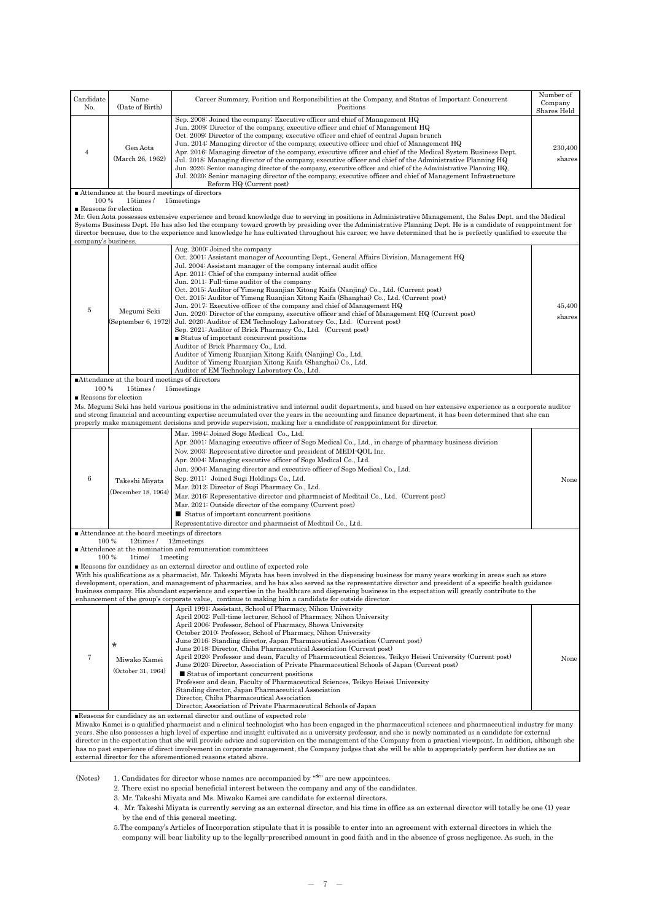| Candidate No. | Name (Date of Birth) | Career Summary, Position and Responsibilities at the Company, and Status of Important Concurrent Positions | Number of Company Shares Held |
|---|---|---|---|
| 4 | Gen Aota (March 26, 1962) | Sep. 2008: Joined the company; Executive officer and chief of Management HQ<br>Jun. 2009: Director of the company, executive officer and chief of Management HQ<br>Oct. 2009: Director of the company, executive officer and chief of central Japan branch<br>Jun. 2014: Managing director of the company, executive officer and chief of Management HQ<br>Apr. 2016: Managing director of the company, executive officer and chief of the Medical System Business Dept.<br>Jul. 2018: Managing director of the company, executive officer and chief of the Administrative Planning HQ<br>Jun. 2020: Senior managing director of the company, executive officer and chief of the Administrative Planning HQ,<br>Jul. 2020: Senior managing director of the company, executive officer and chief of Management Infrastructure Reform HQ (Current post) | 230,400 shares |

■ Attendance at the board meetings of directors
100 % 15times / 15meetings

■ Reasons for election
Mr. Gen Aota possesses extensive experience and broad knowledge due to serving in positions in Administrative Management, the Sales Dept. and the Medical Systems Business Dept. He has also led the company toward growth by presiding over the Administrative Planning Dept. He is a candidate of reappointment for director because, due to the experience and knowledge he has cultivated throughout his career, we have determined that he is perfectly qualified to execute the company's business.

| Candidate No. | Name (Date of Birth) | Career Summary, Position and Responsibilities at the Company, and Status of Important Concurrent Positions | Number of Company Shares Held |
|---|---|---|---|
| 5 | Megumi Seki (September 6, 1972) | Aug. 2000: Joined the company<br>Oct. 2001: Assistant manager of Accounting Dept., General Affairs Division, Management HQ<br>Jul. 2004: Assistant manager of the company internal audit office<br>Apr. 2011: Chief of the company internal audit office<br>Jun. 2011: Full-time auditor of the company<br>Oct. 2015: Auditor of Yimeng Ruanjian Xitong Kaifa (Nanjing) Co., Ltd. (Current post)<br>Oct. 2015: Auditor of Yimeng Ruanjian Xitong Kaifa (Shanghai) Co., Ltd. (Current post)<br>Jun. 2017: Executive officer of the company and chief of Management HQ<br>Jun. 2020: Director of the company, executive officer and chief of Management HQ (Current post)<br>Jul. 2020: Auditor of EM Technology Laboratory Co., Ltd. (Current post)<br>Sep. 2021: Auditor of Brick Pharmacy Co., Ltd. (Current post)<br>■ Status of important concurrent positions<br>Auditor of Brick Pharmacy Co., Ltd.<br>Auditor of Yimeng Ruanjian Xitong Kaifa (Nanjing) Co., Ltd.<br>Auditor of Yimeng Ruanjian Xitong Kaifa (Shanghai) Co., Ltd.<br>Auditor of EM Technology Laboratory Co., Ltd. | 45,400 shares |

■Attendance at the board meetings of directors
100 % 15times / 15meetings

■ Reasons for election
Ms. Megumi Seki has held various positions in the administrative and internal audit departments, and based on her extensive experience as a corporate auditor and strong financial and accounting expertise accumulated over the years in the accounting and finance department, it has been determined that she can properly make management decisions and provide supervision, making her a candidate of reappointment for director.

| Candidate No. | Name (Date of Birth) | Career Summary, Position and Responsibilities at the Company, and Status of Important Concurrent Positions | Number of Company Shares Held |
|---|---|---|---|
| 6 | Takeshi Miyata (December 18, 1964) | Mar. 1994: Joined Sogo Medical Co., Ltd.<br>Apr. 2001: Managing executive officer of Sogo Medical Co., Ltd., in charge of pharmacy business division<br>Nov. 2003: Representative director and president of MEDI-QOL Inc.<br>Apr. 2004: Managing executive officer of Sogo Medical Co., Ltd.<br>Jun. 2004: Managing director and executive officer of Sogo Medical Co., Ltd.<br>Sep. 2011: Joined Sugi Holdings Co., Ltd.<br>Mar. 2012: Director of Sugi Pharmacy Co., Ltd.<br>Mar. 2016: Representative director and pharmacist of Meditail Co., Ltd. (Current post)<br>Mar. 2021: Outside director of the company (Current post)<br>■ Status of important concurrent positions<br>Representative director and pharmacist of Meditail Co., Ltd. | None |

■ Attendance at the board meetings of directors
100 % 12times / 12meetings
■ Attendance at the nomination and remuneration committees
100 % 1time/ 1meeting

■ Reasons for candidacy as an external director and outline of expected role
With his qualifications as a pharmacist, Mr. Takeshi Miyata has been involved in the dispensing business for many years working in areas such as store development, operation, and management of pharmacies, and he has also served as the representative director and president of a specific health guidance business company. His abundant experience and expertise in the healthcare and dispensing business in the expectation will greatly contribute to the enhancement of the group's corporate value, continue to making him a candidate for outside director.

| Candidate No. | Name (Date of Birth) | Career Summary, Position and Responsibilities at the Company, and Status of Important Concurrent Positions | Number of Company Shares Held |
|---|---|---|---|
| 7 | * Miwako Kamei (October 31, 1964) | April 1991: Assistant, School of Pharmacy, Nihon University<br>April 2002: Full-time lecturer, School of Pharmacy, Nihon University<br>April 2006: Professor, School of Pharmacy, Showa University<br>October 2010: Professor, School of Pharmacy, Nihon University<br>June 2016: Standing director, Japan Pharmaceutical Association (Current post)<br>June 2018: Director, Chiba Pharmaceutical Association (Current post)<br>April 2020: Professor and dean, Faculty of Pharmaceutical Sciences, Teikyo Heisei University (Current post)<br>June 2020: Director, Association of Private Pharmaceutical Schools of Japan (Current post)<br>■ Status of important concurrent positions<br>Professor and dean, Faculty of Pharmaceutical Sciences, Teikyo Heisei University<br>Standing director, Japan Pharmaceutical Association<br>Director, Chiba Pharmaceutical Association<br>Director, Association of Private Pharmaceutical Schools of Japan | None |

■Reasons for candidacy as an external director and outline of expected role
Miwako Kamei is a qualified pharmacist and a clinical technologist who has been engaged in the pharmaceutical sciences and pharmaceutical industry for many years. She also possesses a high level of expertise and insight cultivated as a university professor, and she is newly nominated as a candidate for external director in the expectation that she will provide advice and supervision on the management of the Company from a practical viewpoint. In addition, although she has no past experience of direct involvement in corporate management, the Company judges that she will be able to appropriately perform her duties as an external director for the aforementioned reasons stated above.

(Notes)
1. Candidates for director whose names are accompanied by "*" are new appointees.
2. There exist no special beneficial interest between the company and any of the candidates.
3. Mr. Takeshi Miyata and Ms. Miwako Kamei are candidate for external directors.
4. Mr. Takeshi Miyata is currently serving as an external director, and his time in office as an external director will totally be one (1) year by the end of this general meeting.
5. The company's Articles of Incorporation stipulate that it is possible to enter into an agreement with external directors in which the company will bear liability up to the legally-prescribed amount in good faith and in the absence of gross negligence. As such, in the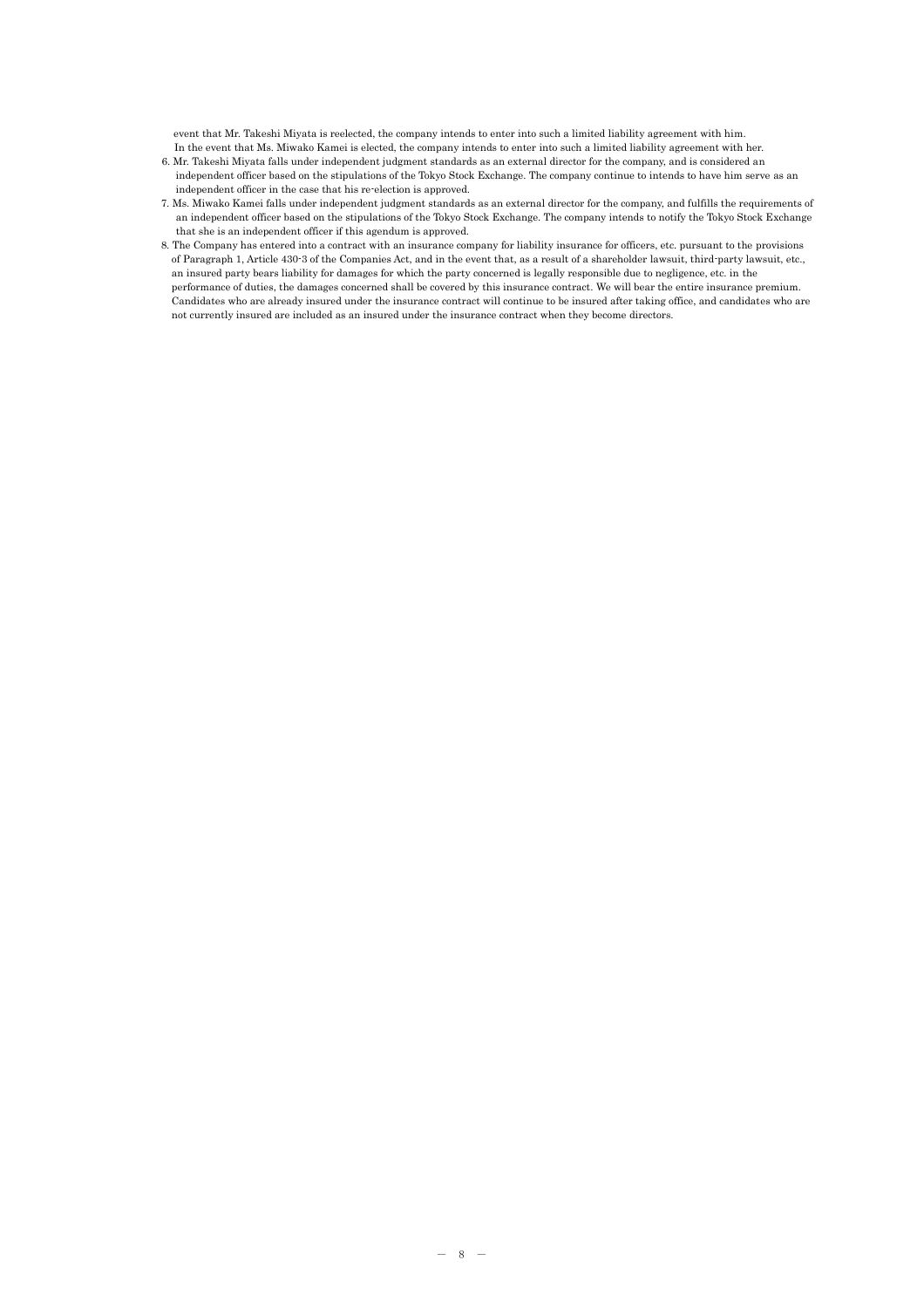event that Mr. Takeshi Miyata is reelected, the company intends to enter into such a limited liability agreement with him.
In the event that Ms. Miwako Kamei is elected, the company intends to enter into such a limited liability agreement with her.

6. Mr. Takeshi Miyata falls under independent judgment standards as an external director for the company, and is considered an independent officer based on the stipulations of the Tokyo Stock Exchange. The company continue to intends to have him serve as an independent officer in the case that his re-election is approved.
7. Ms. Miwako Kamei falls under independent judgment standards as an external director for the company, and fulfills the requirements of an independent officer based on the stipulations of the Tokyo Stock Exchange. The company intends to notify the Tokyo Stock Exchange that she is an independent officer if this agendum is approved.
8. The Company has entered into a contract with an insurance company for liability insurance for officers, etc. pursuant to the provisions of Paragraph 1, Article 430-3 of the Companies Act, and in the event that, as a result of a shareholder lawsuit, third-party lawsuit, etc., an insured party bears liability for damages for which the party concerned is legally responsible due to negligence, etc. in the performance of duties, the damages concerned shall be covered by this insurance contract. We will bear the entire insurance premium. Candidates who are already insured under the insurance contract will continue to be insured after taking office, and candidates who are not currently insured are included as an insured under the insurance contract when they become directors.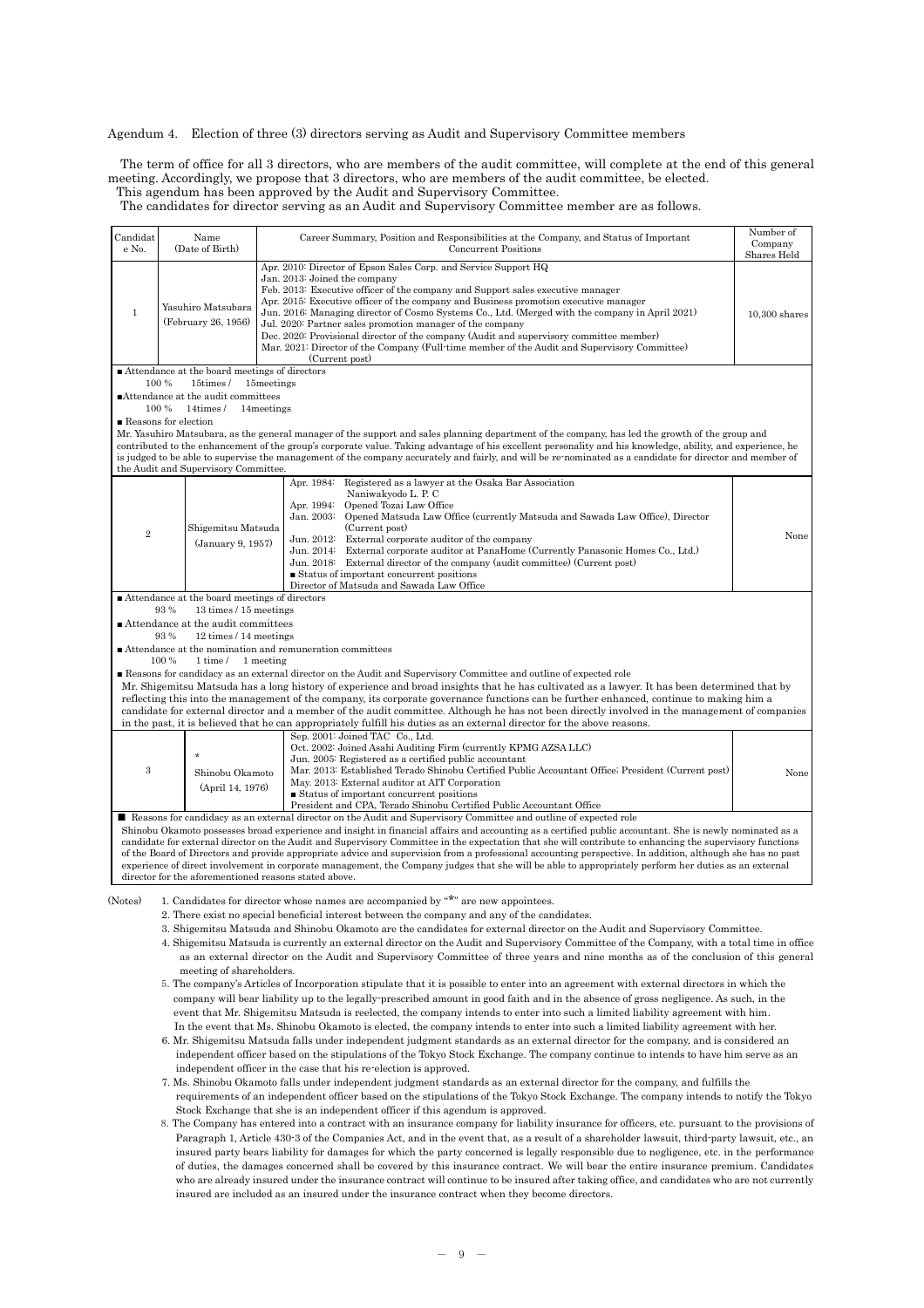Agendum 4. Election of three (3) directors serving as Audit and Supervisory Committee members

The term of office for all 3 directors, who are members of the audit committee, will complete at the end of this general meeting. Accordingly, we propose that 3 directors, who are members of the audit committee, be elected.
This agendum has been approved by the Audit and Supervisory Committee.
The candidates for director serving as an Audit and Supervisory Committee member are as follows.

| Candidate No. | Name (Date of Birth) | Career Summary, Position and Responsibilities at the Company, and Status of Important Concurrent Positions | Number of Company Shares Held |
|---|---|---|---|
| 1 | Yasuhiro Matsubara (February 26, 1956) | Apr. 2010: Director of Epson Sales Corp. and Service Support HQ<br>Jan. 2013: Joined the company<br>Feb. 2013: Executive officer of the company and Support sales executive manager<br>Apr. 2015: Executive officer of the company and Business promotion executive manager<br>Jun. 2016: Managing director of Cosmo Systems Co., Ltd. (Merged with the company in April 2021)<br>Jul. 2020: Partner sales promotion manager of the company<br>Dec. 2020: Provisional director of the company (Audit and supervisory committee member)<br>Mar. 2021: Director of the Company (Full-time member of the Audit and Supervisory Committee) (Current post) | 10,300 shares |
| ■ Attendance at the board meetings of directors<br>100 % 15times / 15meetings<br>■Attendance at the audit committees<br>100 % 14times / 14meetings<br>■ Reasons for election<br>Mr. Yasuhiro Matsubara, as the general manager of the support and sales planning department of the company, has led the growth of the group and contributed to the enhancement of the group's corporate value. Taking advantage of his excellent personality and his knowledge, ability, and experience, he is judged to be able to supervise the management of the company accurately and fairly, and will be re-nominated as a candidate for director and member of the Audit and Supervisory Committee. | | | |
| 2 | Shigemitsu Matsuda (January 9, 1957) | Apr. 1984: Registered as a lawyer at the Osaka Bar Association Naniwakyodo L. P. C<br>Apr. 1994: Opened Tozai Law Office<br>Jan. 2003: Opened Matsuda Law Office (currently Matsuda and Sawada Law Office), Director (Current post)<br>Jun. 2012: External corporate auditor of the company<br>Jun. 2014: External corporate auditor at PanaHome (Currently Panasonic Homes Co., Ltd.)<br>Jun. 2018: External director of the company (audit committee) (Current post)<br>■ Status of important concurrent positions<br>Director of Matsuda and Sawada Law Office | None |
| ■ Attendance at the board meetings of directors<br>93 % 13 times / 15 meetings<br>■ Attendance at the audit committees<br>93 % 12 times / 14 meetings<br>■ Attendance at the nomination and remuneration committees<br>100 % 1 time / 1 meeting<br>■ Reasons for candidacy as an external director on the Audit and Supervisory Committee and outline of expected role<br>Mr. Shigemitsu Matsuda has a long history of experience and broad insights that he has cultivated as a lawyer. It has been determined that by reflecting this into the management of the company, its corporate governance functions can be further enhanced, continue to making him a candidate for external director and a member of the audit committee. Although he has not been directly involved in the management of companies in the past, it is believed that he can appropriately fulfill his duties as an external director for the above reasons. | | | |
| 3 | * Shinobu Okamoto (April 14, 1976) | Sep. 2001: Joined TAC Co., Ltd.<br>Oct. 2002: Joined Asahi Auditing Firm (currently KPMG AZSA LLC)<br>Jun. 2005: Registered as a certified public accountant<br>Mar. 2013: Established Terado Shinobu Certified Public Accountant Office; President (Current post)<br>May. 2013: External auditor at AIT Corporation<br>■ Status of important concurrent positions<br>President and CPA, Terado Shinobu Certified Public Accountant Office | None |
| ■ Reasons for candidacy as an external director on the Audit and Supervisory Committee and outline of expected role<br>Shinobu Okamoto possesses broad experience and insight in financial affairs and accounting as a certified public accountant. She is newly nominated as a candidate for external director on the Audit and Supervisory Committee in the expectation that she will contribute to enhancing the supervisory functions of the Board of Directors and provide appropriate advice and supervision from a professional accounting perspective. In addition, although she has no past experience of direct involvement in corporate management, the Company judges that she will be able to appropriately perform her duties as an external director for the aforementioned reasons stated above. | | | |

(Notes)
1. Candidates for director whose names are accompanied by "*" are new appointees.
2. There exist no special beneficial interest between the company and any of the candidates.
3. Shigemitsu Matsuda and Shinobu Okamoto are the candidates for external director on the Audit and Supervisory Committee.
4. Shigemitsu Matsuda is currently an external director on the Audit and Supervisory Committee of the Company, with a total time in office as an external director on the Audit and Supervisory Committee of three years and nine months as of the conclusion of this general meeting of shareholders.
5. The company's Articles of Incorporation stipulate that it is possible to enter into an agreement with external directors in which the company will bear liability up to the legally-prescribed amount in good faith and in the absence of gross negligence. As such, in the event that Mr. Shigemitsu Matsuda is reelected, the company intends to enter into such a limited liability agreement with him. In the event that Ms. Shinobu Okamoto is elected, the company intends to enter into such a limited liability agreement with her.
6. Mr. Shigemitsu Matsuda falls under independent judgment standards as an external director for the company, and is considered an independent officer based on the stipulations of the Tokyo Stock Exchange. The company continue to intends to have him serve as an independent officer in the case that his re-election is approved.
7. Ms. Shinobu Okamoto falls under independent judgment standards as an external director for the company, and fulfills the requirements of an independent officer based on the stipulations of the Tokyo Stock Exchange. The company intends to notify the Tokyo Stock Exchange that she is an independent officer if this agendum is approved.
8. The Company has entered into a contract with an insurance company for liability insurance for officers, etc. pursuant to the provisions of Paragraph 1, Article 430-3 of the Companies Act, and in the event that, as a result of a shareholder lawsuit, third-party lawsuit, etc., an insured party bears liability for damages for which the party concerned is legally responsible due to negligence, etc. in the performance of duties, the damages concerned shall be covered by this insurance contract. We will bear the entire insurance premium. Candidates who are already insured under the insurance contract will continue to be insured after taking office, and candidates who are not currently insured are included as an insured under the insurance contract when they become directors.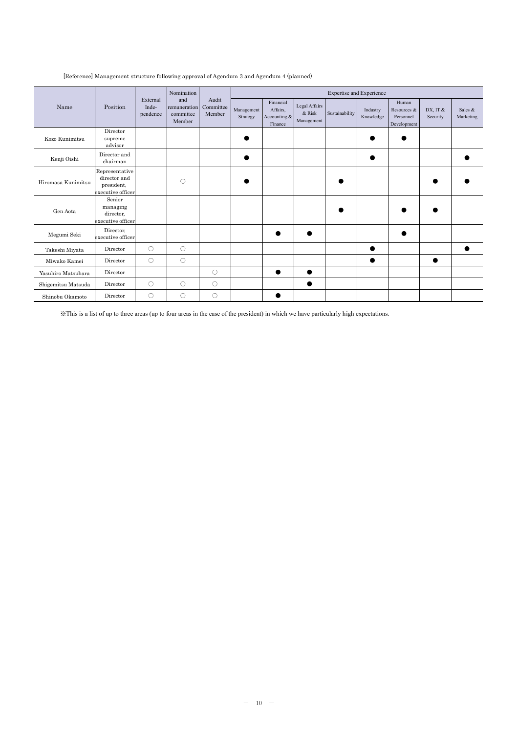[Reference] Management structure following approval of Agendum 3 and Agendum 4 (planned)

| Name | Position | External Inde-pendence | Nomination and remuneration committee Member | Audit Committee Member | Expertise and Experience | | | | | | | |
|---|---|---|---|---|---|---|---|---|---|---|---|---|
| | | | | | Management Strategy | Financial Affairs, Accounting & Finance | Legal Affairs & Risk Management | Sustainability | Industry Knowledge | Human Resources & Personnel Development | DX, IT & Security | Sales & Marketing |
| Kozo Kunimitsu | Director supreme advisor | | | | ● | | | | ● | ● | | |
| Kenji Oishi | Director and chairman | | | | ● | | | | ● | | | ● |
| Hiromasa Kunimitsu | Representative director and president, executive officer | | ○ | | ● | | | ● | | | ● | ● |
| Gen Aota | Senior managing director, executive officer | | | | | | | ● | | ● | ● | |
| Megumi Seki | Director, executive officer | | | | | ● | ● | | | ● | | |
| Takeshi Miyata | Director | ○ | ○ | | | | | | ● | | | ● |
| Miwako Kamei | Director | ○ | ○ | | | | | | ● | | ● | |
| Yasuhiro Matsubara | Director | | | ○ | | ● | ● | | | | | |
| Shigemitsu Matsuda | Director | ○ | ○ | ○ | | | ● | | | | | |
| Shinobu Okamoto | Director | ○ | ○ | ○ | | ● | | | | | | |

※This is a list of up to three areas (up to four areas in the case of the president) in which we have particularly high expectations.